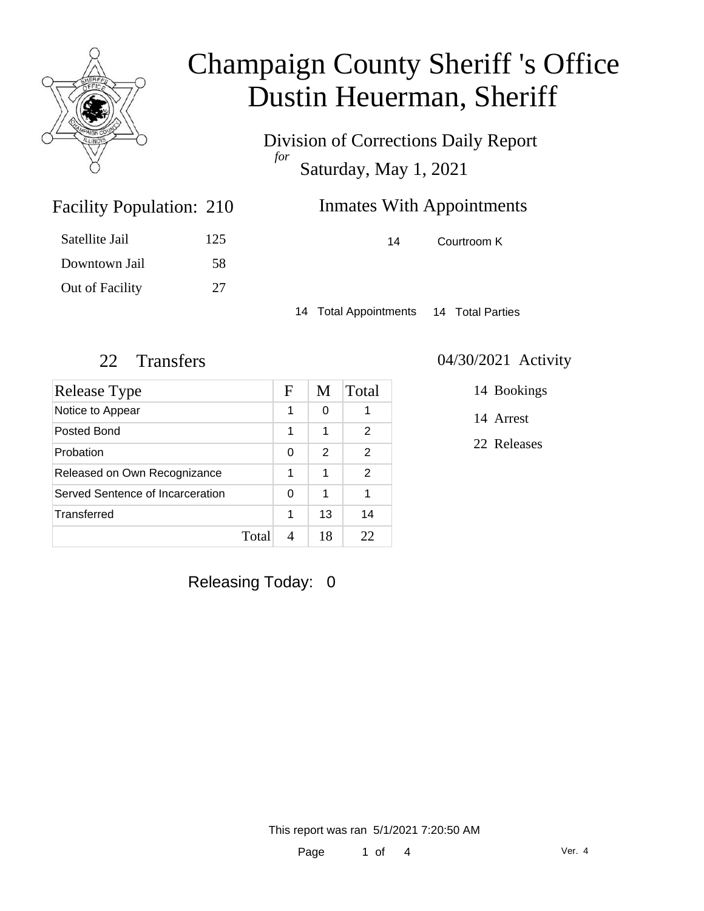# Champaign County Sheriff 's Office
# Dustin Heuerman, Sheriff

Division of Corrections Daily Report
*for*
Saturday, May 1, 2021

## Facility Population: 210

| | |
|---|---|
| Satellite Jail | 125 |
| Downtown Jail | 58 |
| Out of Facility | 27 |

## Inmates With Appointments

| | |
|---|---|
| 14 | Courtroom K |

14 Total Appointments 14 Total Parties

## 22 Transfers

| Release Type | F | M | Total |
|---|---|---|---|
| Notice to Appear | 1 | 0 | 1 |
| Posted Bond | 1 | 1 | 2 |
| Probation | 0 | 2 | 2 |
| Released on Own Recognizance | 1 | 1 | 2 |
| Served Sentence of Incarceration | 0 | 1 | 1 |
| Transferred | 1 | 13 | 14 |
| Total | 4 | 18 | 22 |

## 04/30/2021 Activity

14 Bookings

14 Arrest

22 Releases

Releasing Today: 0

This report was ran 5/1/2021 7:20:50 AM

Ver. 4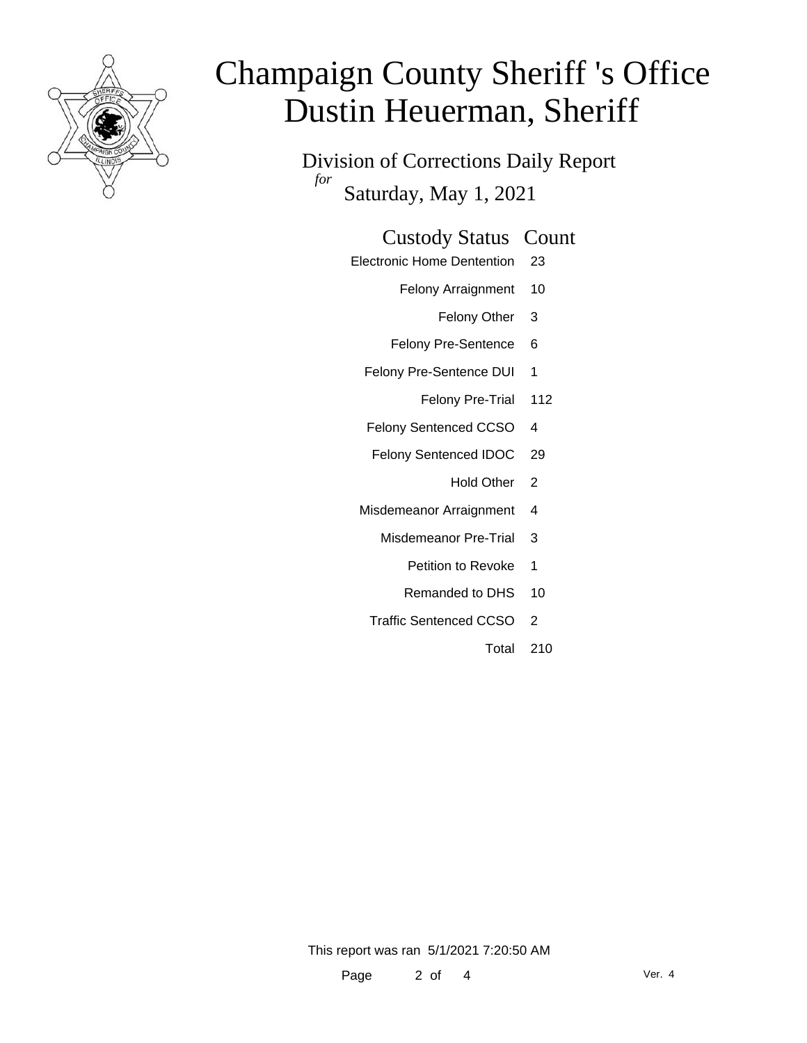# Champaign County Sheriff 's Office
# Dustin Heuerman, Sheriff

Division of Corrections Daily Report

*for* Saturday, May 1, 2021

| Custody Status | Count |
|---|---|
| Electronic Home Dentention | 23 |
| Felony Arraignment | 10 |
| Felony Other | 3 |
| Felony Pre-Sentence | 6 |
| Felony Pre-Sentence DUI | 1 |
| Felony Pre-Trial | 112 |
| Felony Sentenced CCSO | 4 |
| Felony Sentenced IDOC | 29 |
| Hold Other | 2 |
| Misdemeanor Arraignment | 4 |
| Misdemeanor Pre-Trial | 3 |
| Petition to Revoke | 1 |
| Remanded to DHS | 10 |
| Traffic Sentenced CCSO | 2 |
| Total | 210 |

This report was ran 5/1/2021 7:20:50 AM

Ver. 4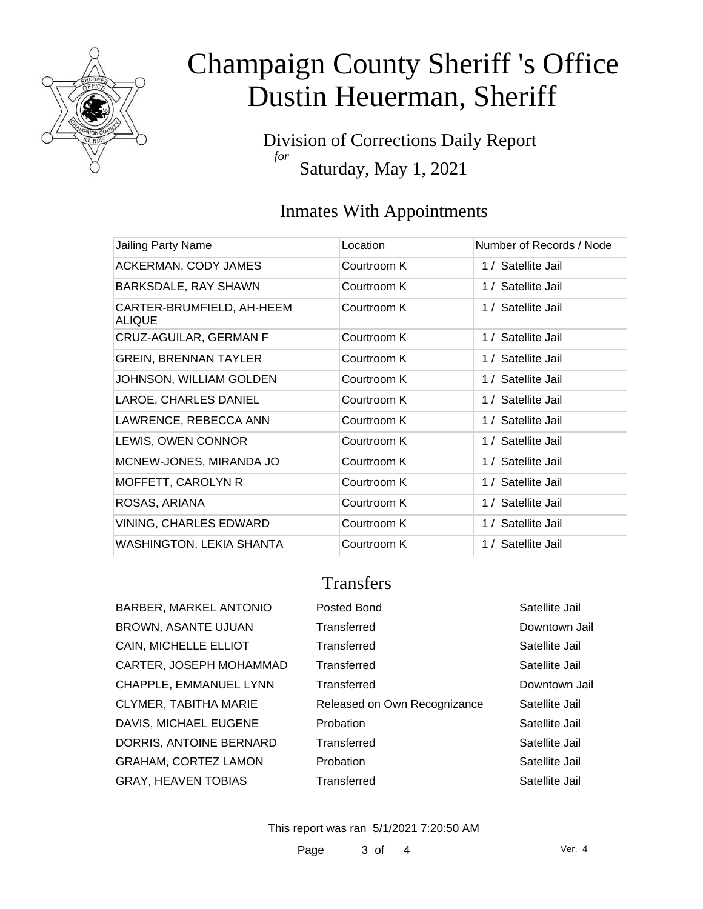# Champaign County Sheriff 's Office
# Dustin Heuerman, Sheriff

Division of Corrections Daily Report
*for*
Saturday, May 1, 2021

## Inmates With Appointments

| Jailing Party Name | Location | Number of Records / Node |
|---|---|---|
| ACKERMAN, CODY JAMES | Courtroom K | 1 / Satellite Jail |
| BARKSDALE, RAY SHAWN | Courtroom K | 1 / Satellite Jail |
| CARTER-BRUMFIELD, AH-HEEM ALIQUE | Courtroom K | 1 / Satellite Jail |
| CRUZ-AGUILAR, GERMAN F | Courtroom K | 1 / Satellite Jail |
| GREIN, BRENNAN TAYLER | Courtroom K | 1 / Satellite Jail |
| JOHNSON, WILLIAM GOLDEN | Courtroom K | 1 / Satellite Jail |
| LAROE, CHARLES DANIEL | Courtroom K | 1 / Satellite Jail |
| LAWRENCE, REBECCA ANN | Courtroom K | 1 / Satellite Jail |
| LEWIS, OWEN CONNOR | Courtroom K | 1 / Satellite Jail |
| MCNEW-JONES, MIRANDA JO | Courtroom K | 1 / Satellite Jail |
| MOFFETT, CAROLYN R | Courtroom K | 1 / Satellite Jail |
| ROSAS, ARIANA | Courtroom K | 1 / Satellite Jail |
| VINING, CHARLES EDWARD | Courtroom K | 1 / Satellite Jail |
| WASHINGTON, LEKIA SHANTA | Courtroom K | 1 / Satellite Jail |

## Transfers

| | | |
|---|---|---|
| BARBER, MARKEL ANTONIO | Posted Bond | Satellite Jail |
| BROWN, ASANTE UJUAN | Transferred | Downtown Jail |
| CAIN, MICHELLE ELLIOT | Transferred | Satellite Jail |
| CARTER, JOSEPH MOHAMMAD | Transferred | Satellite Jail |
| CHAPPLE, EMMANUEL LYNN | Transferred | Downtown Jail |
| CLYMER, TABITHA MARIE | Released on Own Recognizance | Satellite Jail |
| DAVIS, MICHAEL EUGENE | Probation | Satellite Jail |
| DORRIS, ANTOINE BERNARD | Transferred | Satellite Jail |
| GRAHAM, CORTEZ LAMON | Probation | Satellite Jail |
| GRAY, HEAVEN TOBIAS | Transferred | Satellite Jail |

This report was ran 5/1/2021 7:20:50 AM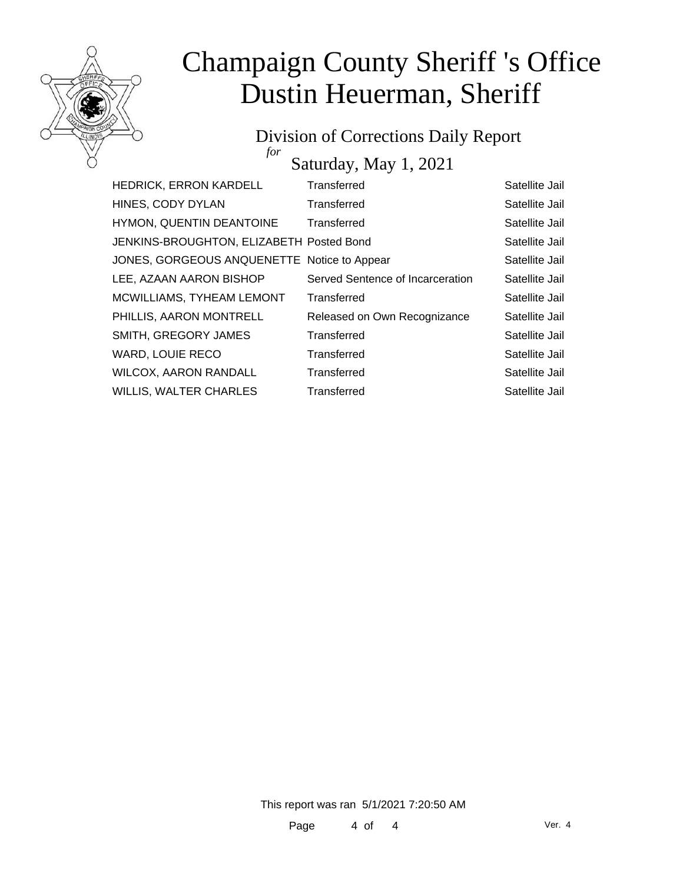# Champaign County Sheriff 's Office
# Dustin Heuerman, Sheriff

## Division of Corrections Daily Report

*for*

## Saturday, May 1, 2021

| | | |
|---|---|---|
| HEDRICK, ERRON KARDELL | Transferred | Satellite Jail |
| HINES, CODY DYLAN | Transferred | Satellite Jail |
| HYMON, QUENTIN DEANTOINE | Transferred | Satellite Jail |
| JENKINS-BROUGHTON, ELIZABETH | Posted Bond | Satellite Jail |
| JONES, GORGEOUS ANQUENETTE | Notice to Appear | Satellite Jail |
| LEE, AZAAN AARON BISHOP | Served Sentence of Incarceration | Satellite Jail |
| MCWILLIAMS, TYHEAM LEMONT | Transferred | Satellite Jail |
| PHILLIS, AARON MONTRELL | Released on Own Recognizance | Satellite Jail |
| SMITH, GREGORY JAMES | Transferred | Satellite Jail |
| WARD, LOUIE RECO | Transferred | Satellite Jail |
| WILCOX, AARON RANDALL | Transferred | Satellite Jail |
| WILLIS, WALTER CHARLES | Transferred | Satellite Jail |

This report was ran 5/1/2021 7:20:50 AM

Ver. 4